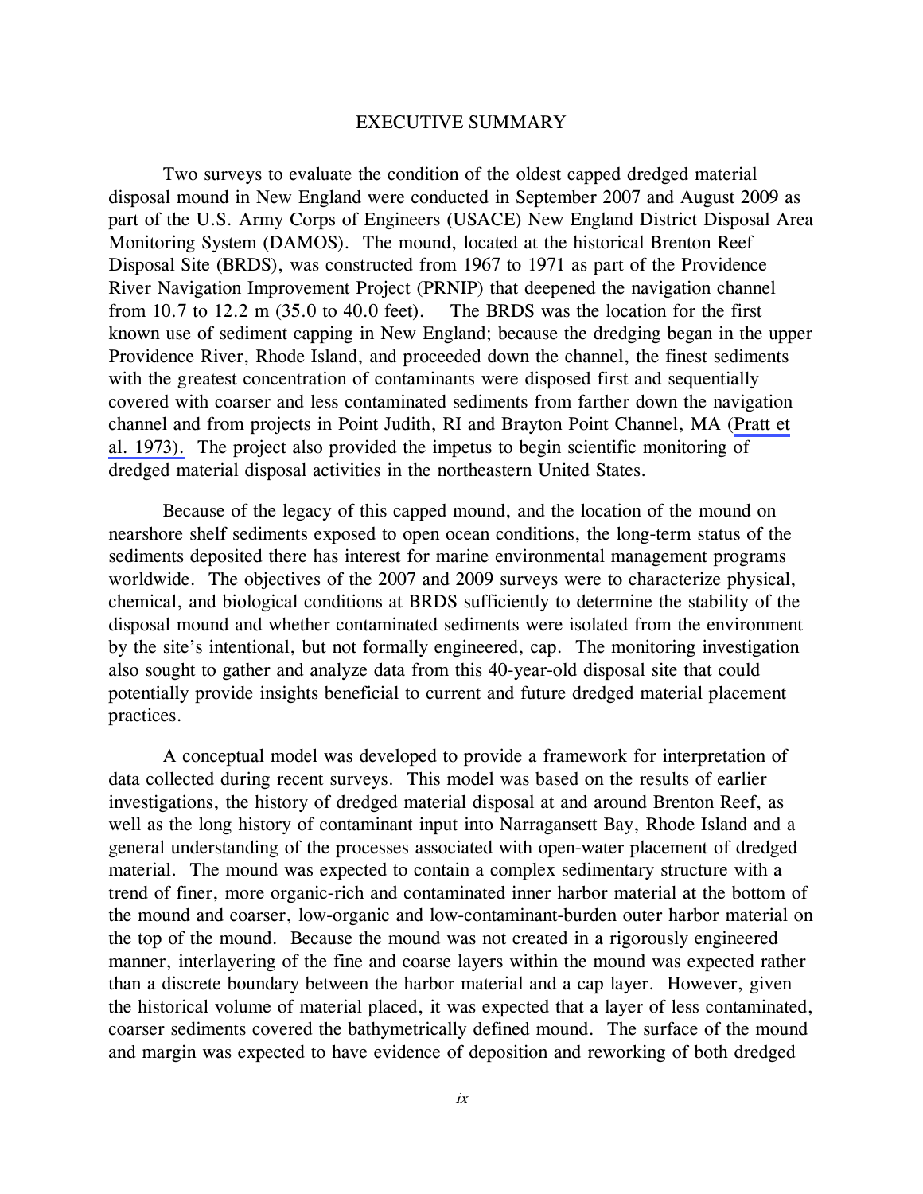# EXECUTIVE SUMMARY

Two surveys to evaluate the condition of the oldest capped dredged material disposal mound in New England were conducted in September 2007 and August 2009 as part of the U.S. Army Corps of Engineers (USACE) New England District Disposal Area Monitoring System (DAMOS). The mound, located at the historical Brenton Reef Disposal Site (BRDS), was constructed from 1967 to 1971 as part of the Providence River Navigation Improvement Project (PRNIP) that deepened the navigation channel from 10.7 to 12.2 m (35.0 to 40.0 feet). The BRDS was the location for the first known use of sediment capping in New England; because the dredging began in the upper Providence River, Rhode Island, and proceeded down the channel, the finest sediments with the greatest concentration of contaminants were disposed first and sequentially covered with coarser and less contaminated sediments from farther down the navigation channel and from projects in Point Judith, RI and Brayton Point Channel, MA (Pratt et al. 1973). The project also provided the impetus to begin scientific monitoring of dredged material disposal activities in the northeastern United States.

Because of the legacy of this capped mound, and the location of the mound on nearshore shelf sediments exposed to open ocean conditions, the long-term status of the sediments deposited there has interest for marine environmental management programs worldwide. The objectives of the 2007 and 2009 surveys were to characterize physical, chemical, and biological conditions at BRDS sufficiently to determine the stability of the disposal mound and whether contaminated sediments were isolated from the environment by the site's intentional, but not formally engineered, cap. The monitoring investigation also sought to gather and analyze data from this 40-year-old disposal site that could potentially provide insights beneficial to current and future dredged material placement practices.

A conceptual model was developed to provide a framework for interpretation of data collected during recent surveys. This model was based on the results of earlier investigations, the history of dredged material disposal at and around Brenton Reef, as well as the long history of contaminant input into Narragansett Bay, Rhode Island and a general understanding of the processes associated with open-water placement of dredged material. The mound was expected to contain a complex sedimentary structure with a trend of finer, more organic-rich and contaminated inner harbor material at the bottom of the mound and coarser, low-organic and low-contaminant-burden outer harbor material on the top of the mound. Because the mound was not created in a rigorously engineered manner, interlayering of the fine and coarse layers within the mound was expected rather than a discrete boundary between the harbor material and a cap layer. However, given the historical volume of material placed, it was expected that a layer of less contaminated, coarser sediments covered the bathymetrically defined mound. The surface of the mound and margin was expected to have evidence of deposition and reworking of both dredged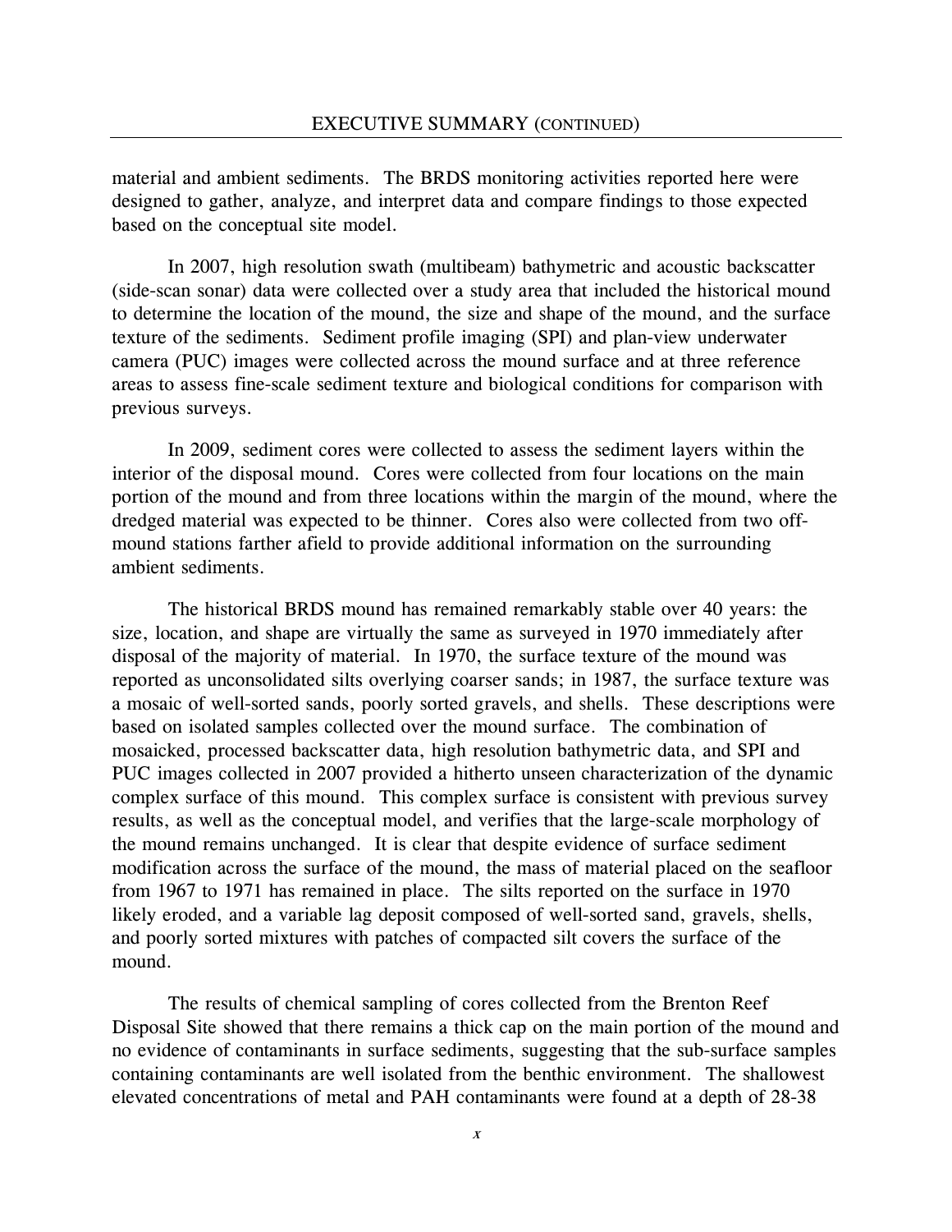material and ambient sediments. The BRDS monitoring activities reported here were designed to gather, analyze, and interpret data and compare findings to those expected based on the conceptual site model.

In 2007, high resolution swath (multibeam) bathymetric and acoustic backscatter (side-scan sonar) data were collected over a study area that included the historical mound to determine the location of the mound, the size and shape of the mound, and the surface texture of the sediments. Sediment profile imaging (SPI) and plan-view underwater camera (PUC) images were collected across the mound surface and at three reference areas to assess fine-scale sediment texture and biological conditions for comparison with previous surveys.

In 2009, sediment cores were collected to assess the sediment layers within the interior of the disposal mound. Cores were collected from four locations on the main portion of the mound and from three locations within the margin of the mound, where the dredged material was expected to be thinner. Cores also were collected from two off-mound stations farther afield to provide additional information on the surrounding ambient sediments.

The historical BRDS mound has remained remarkably stable over 40 years: the size, location, and shape are virtually the same as surveyed in 1970 immediately after disposal of the majority of material. In 1970, the surface texture of the mound was reported as unconsolidated silts overlying coarser sands; in 1987, the surface texture was a mosaic of well-sorted sands, poorly sorted gravels, and shells. These descriptions were based on isolated samples collected over the mound surface. The combination of mosaicked, processed backscatter data, high resolution bathymetric data, and SPI and PUC images collected in 2007 provided a hitherto unseen characterization of the dynamic complex surface of this mound. This complex surface is consistent with previous survey results, as well as the conceptual model, and verifies that the large-scale morphology of the mound remains unchanged. It is clear that despite evidence of surface sediment modification across the surface of the mound, the mass of material placed on the seafloor from 1967 to 1971 has remained in place. The silts reported on the surface in 1970 likely eroded, and a variable lag deposit composed of well-sorted sand, gravels, shells, and poorly sorted mixtures with patches of compacted silt covers the surface of the mound.

The results of chemical sampling of cores collected from the Brenton Reef Disposal Site showed that there remains a thick cap on the main portion of the mound and no evidence of contaminants in surface sediments, suggesting that the sub-surface samples containing contaminants are well isolated from the benthic environment. The shallowest elevated concentrations of metal and PAH contaminants were found at a depth of 28-38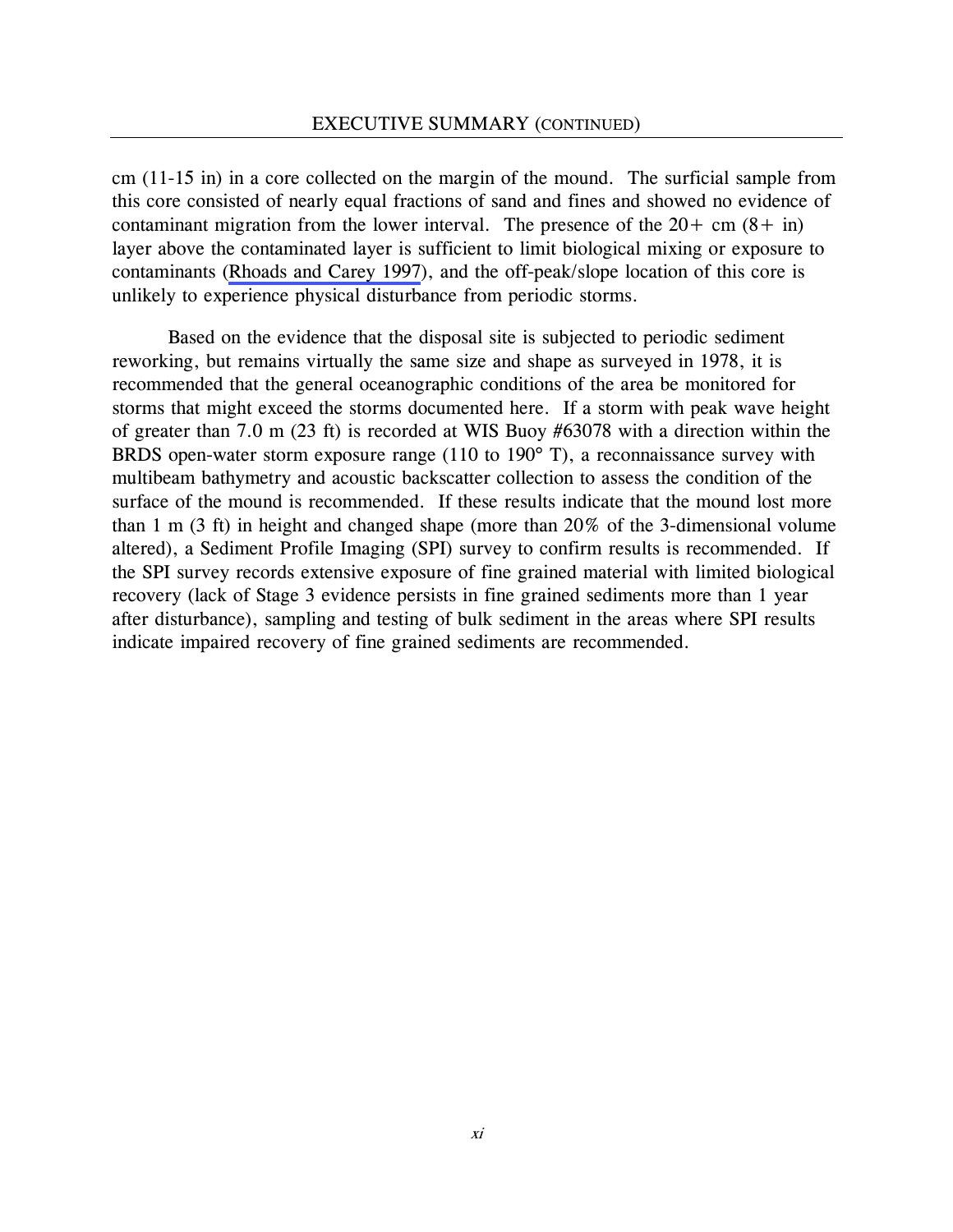cm (11-15 in) in a core collected on the margin of the mound. The surficial sample from this core consisted of nearly equal fractions of sand and fines and showed no evidence of contaminant migration from the lower interval. The presence of the 20+ cm (8+ in) layer above the contaminated layer is sufficient to limit biological mixing or exposure to contaminants (Rhoads and Carey 1997), and the off-peak/slope location of this core is unlikely to experience physical disturbance from periodic storms.

Based on the evidence that the disposal site is subjected to periodic sediment reworking, but remains virtually the same size and shape as surveyed in 1978, it is recommended that the general oceanographic conditions of the area be monitored for storms that might exceed the storms documented here. If a storm with peak wave height of greater than 7.0 m (23 ft) is recorded at WIS Buoy #63078 with a direction within the BRDS open-water storm exposure range (110 to 190° T), a reconnaissance survey with multibeam bathymetry and acoustic backscatter collection to assess the condition of the surface of the mound is recommended. If these results indicate that the mound lost more than 1 m (3 ft) in height and changed shape (more than 20% of the 3-dimensional volume altered), a Sediment Profile Imaging (SPI) survey to confirm results is recommended. If the SPI survey records extensive exposure of fine grained material with limited biological recovery (lack of Stage 3 evidence persists in fine grained sediments more than 1 year after disturbance), sampling and testing of bulk sediment in the areas where SPI results indicate impaired recovery of fine grained sediments are recommended.